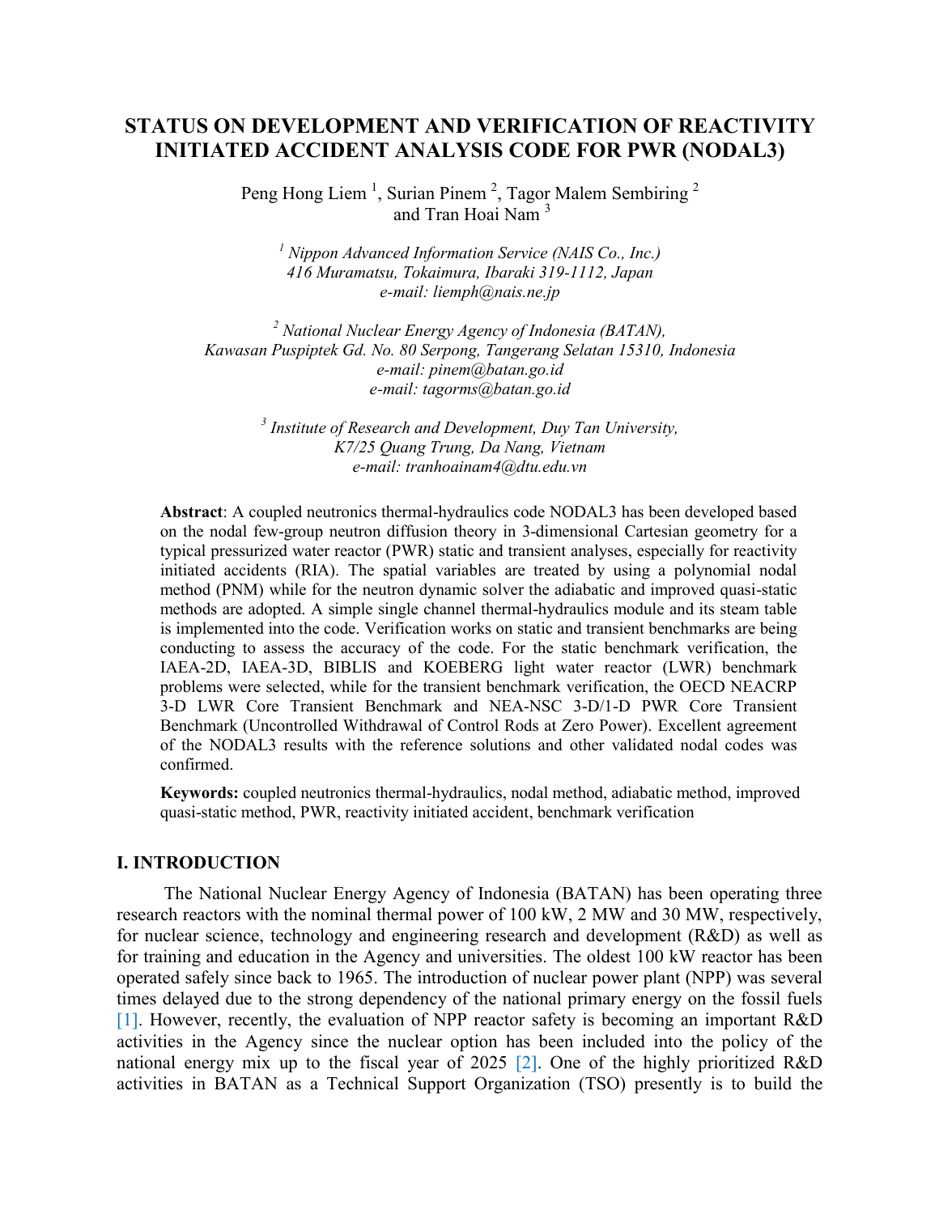# STATUS ON DEVELOPMENT AND VERIFICATION OF REACTIVITY INITIATED ACCIDENT ANALYSIS CODE FOR PWR (NODAL3)

Peng Hong Liem [1], Surian Pinem [2], Tagor Malem Sembiring [2] and Tran Hoai Nam [3]

[1] *Nippon Advanced Information Service (NAIS Co., Inc.)*
*416 Muramatsu, Tokaimura, Ibaraki 319-1112, Japan*
*e-mail: liemph@nais.ne.jp*

[2] *National Nuclear Energy Agency of Indonesia (BATAN),*
*Kawasan Puspiptek Gd. No. 80 Serpong, Tangerang Selatan 15310, Indonesia*
*e-mail: pinem@batan.go.id*
*e-mail: tagorms@batan.go.id*

[3] *Institute of Research and Development, Duy Tan University,*
*K7/25 Quang Trung, Da Nang, Vietnam*
*e-mail: tranhoainam4@dtu.edu.vn*

**Abstract**: A coupled neutronics thermal-hydraulics code NODAL3 has been developed based on the nodal few-group neutron diffusion theory in 3-dimensional Cartesian geometry for a typical pressurized water reactor (PWR) static and transient analyses, especially for reactivity initiated accidents (RIA). The spatial variables are treated by using a polynomial nodal method (PNM) while for the neutron dynamic solver the adiabatic and improved quasi-static methods are adopted. A simple single channel thermal-hydraulics module and its steam table is implemented into the code. Verification works on static and transient benchmarks are being conducting to assess the accuracy of the code. For the static benchmark verification, the IAEA-2D, IAEA-3D, BIBLIS and KOEBERG light water reactor (LWR) benchmark problems were selected, while for the transient benchmark verification, the OECD NEACRP 3-D LWR Core Transient Benchmark and NEA-NSC 3-D/1-D PWR Core Transient Benchmark (Uncontrolled Withdrawal of Control Rods at Zero Power). Excellent agreement of the NODAL3 results with the reference solutions and other validated nodal codes was confirmed.

**Keywords:** coupled neutronics thermal-hydraulics, nodal method, adiabatic method, improved quasi-static method, PWR, reactivity initiated accident, benchmark verification

## I. INTRODUCTION

The National Nuclear Energy Agency of Indonesia (BATAN) has been operating three research reactors with the nominal thermal power of 100 kW, 2 MW and 30 MW, respectively, for nuclear science, technology and engineering research and development (R&D) as well as for training and education in the Agency and universities. The oldest 100 kW reactor has been operated safely since back to 1965. The introduction of nuclear power plant (NPP) was several times delayed due to the strong dependency of the national primary energy on the fossil fuels [1]. However, recently, the evaluation of NPP reactor safety is becoming an important R&D activities in the Agency since the nuclear option has been included into the policy of the national energy mix up to the fiscal year of 2025 [2]. One of the highly prioritized R&D activities in BATAN as a Technical Support Organization (TSO) presently is to build the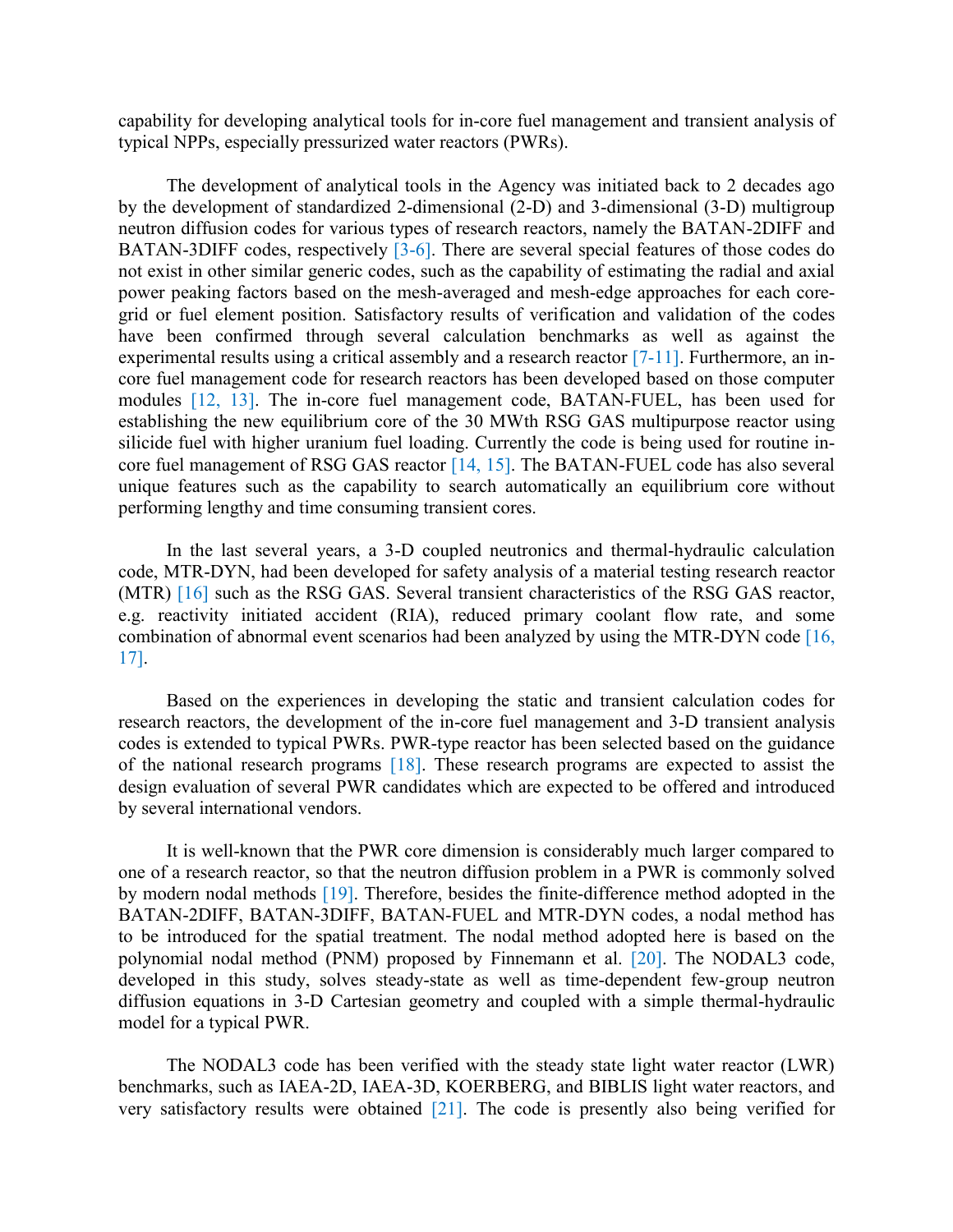capability for developing analytical tools for in-core fuel management and transient analysis of typical NPPs, especially pressurized water reactors (PWRs).

The development of analytical tools in the Agency was initiated back to 2 decades ago by the development of standardized 2-dimensional (2-D) and 3-dimensional (3-D) multigroup neutron diffusion codes for various types of research reactors, namely the BATAN-2DIFF and BATAN-3DIFF codes, respectively [3-6]. There are several special features of those codes do not exist in other similar generic codes, such as the capability of estimating the radial and axial power peaking factors based on the mesh-averaged and mesh-edge approaches for each core-grid or fuel element position. Satisfactory results of verification and validation of the codes have been confirmed through several calculation benchmarks as well as against the experimental results using a critical assembly and a research reactor [7-11]. Furthermore, an in-core fuel management code for research reactors has been developed based on those computer modules [12, 13]. The in-core fuel management code, BATAN-FUEL, has been used for establishing the new equilibrium core of the 30 MWth RSG GAS multipurpose reactor using silicide fuel with higher uranium fuel loading. Currently the code is being used for routine in-core fuel management of RSG GAS reactor [14, 15]. The BATAN-FUEL code has also several unique features such as the capability to search automatically an equilibrium core without performing lengthy and time consuming transient cores.

In the last several years, a 3-D coupled neutronics and thermal-hydraulic calculation code, MTR-DYN, had been developed for safety analysis of a material testing research reactor (MTR) [16] such as the RSG GAS. Several transient characteristics of the RSG GAS reactor, e.g. reactivity initiated accident (RIA), reduced primary coolant flow rate, and some combination of abnormal event scenarios had been analyzed by using the MTR-DYN code [16, 17].

Based on the experiences in developing the static and transient calculation codes for research reactors, the development of the in-core fuel management and 3-D transient analysis codes is extended to typical PWRs. PWR-type reactor has been selected based on the guidance of the national research programs [18]. These research programs are expected to assist the design evaluation of several PWR candidates which are expected to be offered and introduced by several international vendors.

It is well-known that the PWR core dimension is considerably much larger compared to one of a research reactor, so that the neutron diffusion problem in a PWR is commonly solved by modern nodal methods [19]. Therefore, besides the finite-difference method adopted in the BATAN-2DIFF, BATAN-3DIFF, BATAN-FUEL and MTR-DYN codes, a nodal method has to be introduced for the spatial treatment. The nodal method adopted here is based on the polynomial nodal method (PNM) proposed by Finnemann et al. [20]. The NODAL3 code, developed in this study, solves steady-state as well as time-dependent few-group neutron diffusion equations in 3-D Cartesian geometry and coupled with a simple thermal-hydraulic model for a typical PWR.

The NODAL3 code has been verified with the steady state light water reactor (LWR) benchmarks, such as IAEA-2D, IAEA-3D, KOERBERG, and BIBLIS light water reactors, and very satisfactory results were obtained [21]. The code is presently also being verified for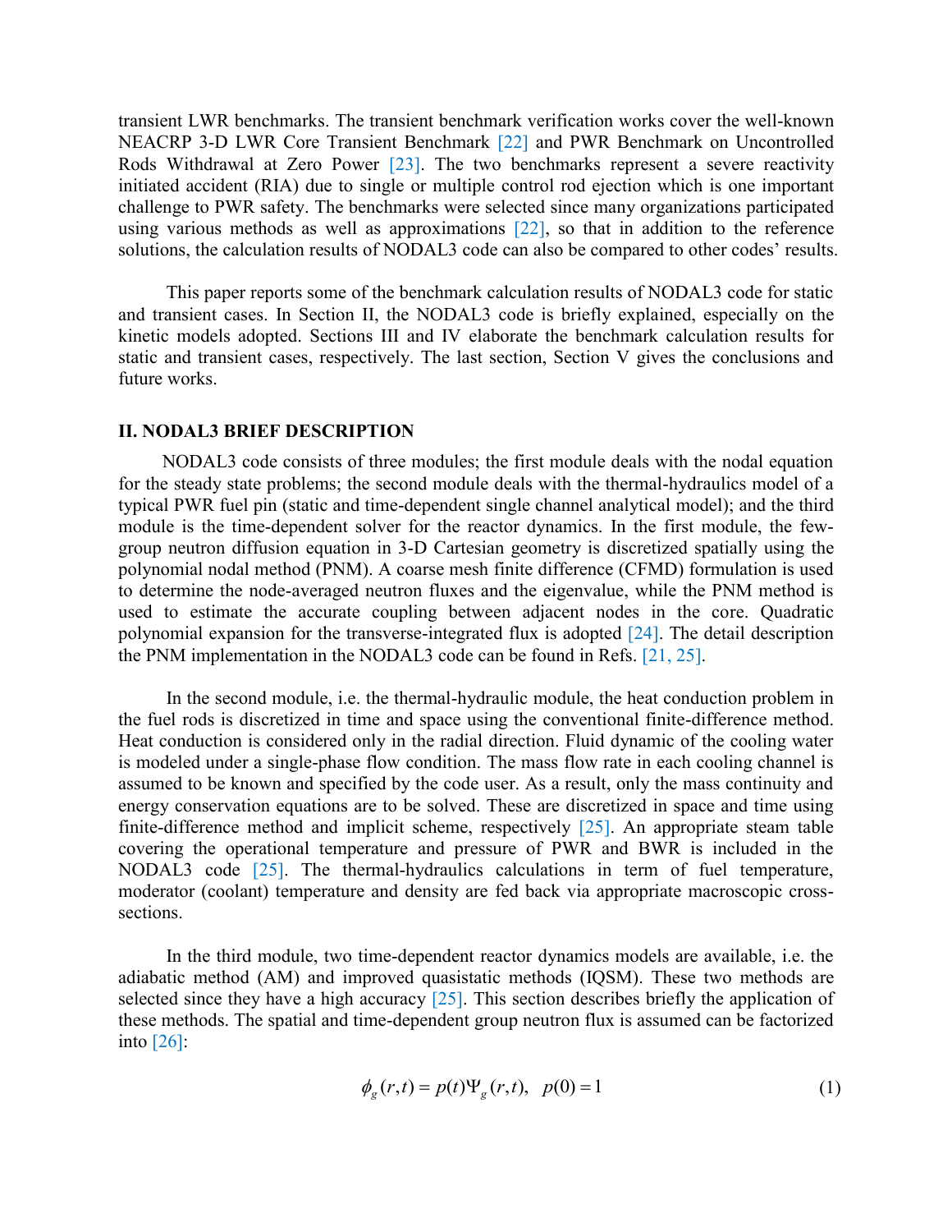transient LWR benchmarks. The transient benchmark verification works cover the well-known NEACRP 3-D LWR Core Transient Benchmark [22] and PWR Benchmark on Uncontrolled Rods Withdrawal at Zero Power [23]. The two benchmarks represent a severe reactivity initiated accident (RIA) due to single or multiple control rod ejection which is one important challenge to PWR safety. The benchmarks were selected since many organizations participated using various methods as well as approximations [22], so that in addition to the reference solutions, the calculation results of NODAL3 code can also be compared to other codes' results.

This paper reports some of the benchmark calculation results of NODAL3 code for static and transient cases. In Section II, the NODAL3 code is briefly explained, especially on the kinetic models adopted. Sections III and IV elaborate the benchmark calculation results for static and transient cases, respectively. The last section, Section V gives the conclusions and future works.

## II. NODAL3 BRIEF DESCRIPTION

NODAL3 code consists of three modules; the first module deals with the nodal equation for the steady state problems; the second module deals with the thermal-hydraulics model of a typical PWR fuel pin (static and time-dependent single channel analytical model); and the third module is the time-dependent solver for the reactor dynamics. In the first module, the few-group neutron diffusion equation in 3-D Cartesian geometry is discretized spatially using the polynomial nodal method (PNM). A coarse mesh finite difference (CFMD) formulation is used to determine the node-averaged neutron fluxes and the eigenvalue, while the PNM method is used to estimate the accurate coupling between adjacent nodes in the core. Quadratic polynomial expansion for the transverse-integrated flux is adopted [24]. The detail description the PNM implementation in the NODAL3 code can be found in Refs. [21, 25].

In the second module, i.e. the thermal-hydraulic module, the heat conduction problem in the fuel rods is discretized in time and space using the conventional finite-difference method. Heat conduction is considered only in the radial direction. Fluid dynamic of the cooling water is modeled under a single-phase flow condition. The mass flow rate in each cooling channel is assumed to be known and specified by the code user. As a result, only the mass continuity and energy conservation equations are to be solved. These are discretized in space and time using finite-difference method and implicit scheme, respectively [25]. An appropriate steam table covering the operational temperature and pressure of PWR and BWR is included in the NODAL3 code [25]. The thermal-hydraulics calculations in term of fuel temperature, moderator (coolant) temperature and density are fed back via appropriate macroscopic cross-sections.

In the third module, two time-dependent reactor dynamics models are available, i.e. the adiabatic method (AM) and improved quasistatic methods (IQSM). These two methods are selected since they have a high accuracy [25]. This section describes briefly the application of these methods. The spatial and time-dependent group neutron flux is assumed can be factorized into [26]:

$$\phi_g(r,t) = p(t)\Psi_g(r,t), \quad p(0) = 1 \tag{1}$$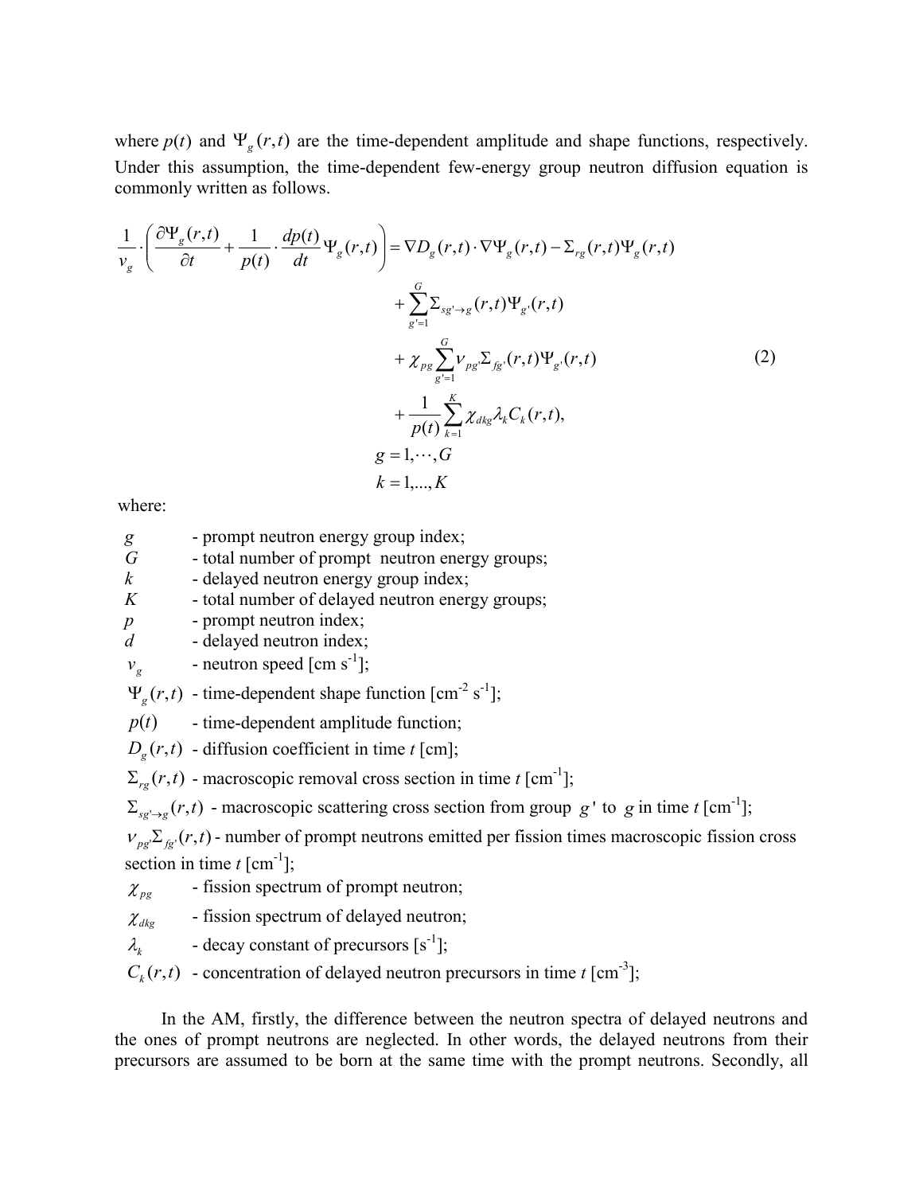where $p(t)$ and $\Psi_g(r,t)$ are the time-dependent amplitude and shape functions, respectively. Under this assumption, the time-dependent few-energy group neutron diffusion equation is commonly written as follows.

$$
\begin{aligned}
\frac{1}{v_g}\cdot\left(\frac{\partial \Psi_g(r,t)}{\partial t}+\frac{1}{p(t)}\cdot\frac{dp(t)}{dt}\Psi_g(r,t)\right) &= \nabla D_g(r,t)\cdot\nabla\Psi_g(r,t)-\Sigma_{rg}(r,t)\Psi_g(r,t) \\
&\quad+\sum_{g'=1}^{G}\Sigma_{sg'\to g}(r,t)\Psi_{g'}(r,t) \\
&\quad+\chi_{pg}\sum_{g'=1}^{G}\nu_{pg'}\Sigma_{fg'}(r,t)\Psi_{g'}(r,t) \\
&\quad+\frac{1}{p(t)}\sum_{k=1}^{K}\chi_{dkg}\lambda_k C_k(r,t), \\
g &= 1,\cdots,G \\
k &= 1,\ldots,K
\end{aligned}
\tag{2}
$$

where:

- $g$ - prompt neutron energy group index;
- $G$ - total number of prompt neutron energy groups;
- $k$ - delayed neutron energy group index;
- $K$ - total number of delayed neutron energy groups;
- $p$ - prompt neutron index;
- $d$ - delayed neutron index;
- $v_g$ - neutron speed [cm s$^{-1}$];
- $\Psi_g(r,t)$ - time-dependent shape function [cm$^{-2}$ s$^{-1}$];
- $p(t)$ - time-dependent amplitude function;
- $D_g(r,t)$ - diffusion coefficient in time $t$ [cm];
- $\Sigma_{rg}(r,t)$ - macroscopic removal cross section in time $t$ [cm$^{-1}$];
- $\Sigma_{sg'\to g}(r,t)$ - macroscopic scattering cross section from group $g'$ to $g$ in time $t$ [cm$^{-1}$];
- $\nu_{pg'}\Sigma_{fg'}(r,t)$ - number of prompt neutrons emitted per fission times macroscopic fission cross section in time $t$ [cm$^{-1}$];
- $\chi_{pg}$ - fission spectrum of prompt neutron;
- $\chi_{dkg}$ - fission spectrum of delayed neutron;
- $\lambda_k$ - decay constant of precursors [s$^{-1}$];
- $C_k(r,t)$ - concentration of delayed neutron precursors in time $t$ [cm$^{-3}$];

In the AM, firstly, the difference between the neutron spectra of delayed neutrons and the ones of prompt neutrons are neglected. In other words, the delayed neutrons from their precursors are assumed to be born at the same time with the prompt neutrons. Secondly, all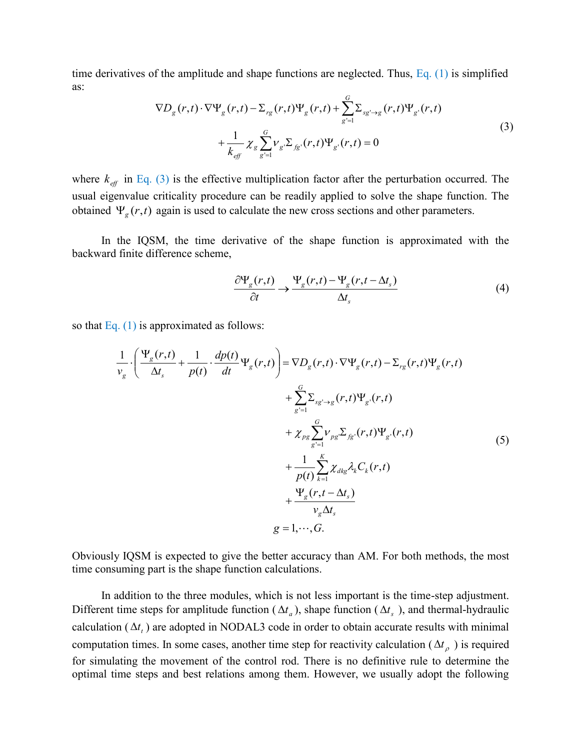time derivatives of the amplitude and shape functions are neglected. Thus, Eq. (1) is simplified as:

$$
\begin{aligned}
\nabla D_g(r,t)\cdot\nabla\Psi_g(r,t) - \Sigma_{rg}(r,t)\Psi_g(r,t) + \sum_{g'=1}^{G}\Sigma_{sg'\to g}(r,t)\Psi_{g'}(r,t) \\
+\frac{1}{k_{eff}}\chi_g\sum_{g'=1}^{G}\nu_{g'}\Sigma_{fg'}(r,t)\Psi_{g'}(r,t) = 0
\end{aligned}
\tag{3}
$$

where $k_{eff}$ in Eq. (3) is the effective multiplication factor after the perturbation occurred. The usual eigenvalue criticality procedure can be readily applied to solve the shape function. The obtained $\Psi_g(r,t)$ again is used to calculate the new cross sections and other parameters.

In the IQSM, the time derivative of the shape function is approximated with the backward finite difference scheme,

$$
\frac{\partial\Psi_g(r,t)}{\partial t} \to \frac{\Psi_g(r,t)-\Psi_g(r,t-\Delta t_s)}{\Delta t_s}
\tag{4}
$$

so that Eq. (1) is approximated as follows:

$$
\begin{aligned}
\frac{1}{v_g}\cdot\left(\frac{\Psi_g(r,t)}{\Delta t_s}+\frac{1}{p(t)}\cdot\frac{dp(t)}{dt}\Psi_g(r,t)\right) = {} & \nabla D_g(r,t)\cdot\nabla\Psi_g(r,t) - \Sigma_{rg}(r,t)\Psi_g(r,t) \\
& + \sum_{g'=1}^{G}\Sigma_{sg'\to g}(r,t)\Psi_{g'}(r,t) \\
& + \chi_{pg}\sum_{g'=1}^{G}\nu_{pg'}\Sigma_{fg'}(r,t)\Psi_{g'}(r,t) \\
& + \frac{1}{p(t)}\sum_{k=1}^{K}\chi_{dkg}\lambda_k C_k(r,t) \\
& + \frac{\Psi_g(r,t-\Delta t_s)}{v_g\Delta t_s} \\
& g = 1,\cdots,G.
\end{aligned}
\tag{5}
$$

Obviously IQSM is expected to give the better accuracy than AM. For both methods, the most time consuming part is the shape function calculations.

In addition to the three modules, which is not less important is the time-step adjustment. Different time steps for amplitude function ($\Delta t_a$), shape function ($\Delta t_s$), and thermal-hydraulic calculation ($\Delta t_t$) are adopted in NODAL3 code in order to obtain accurate results with minimal computation times. In some cases, another time step for reactivity calculation ($\Delta t_\rho$) is required for simulating the movement of the control rod. There is no definitive rule to determine the optimal time steps and best relations among them. However, we usually adopt the following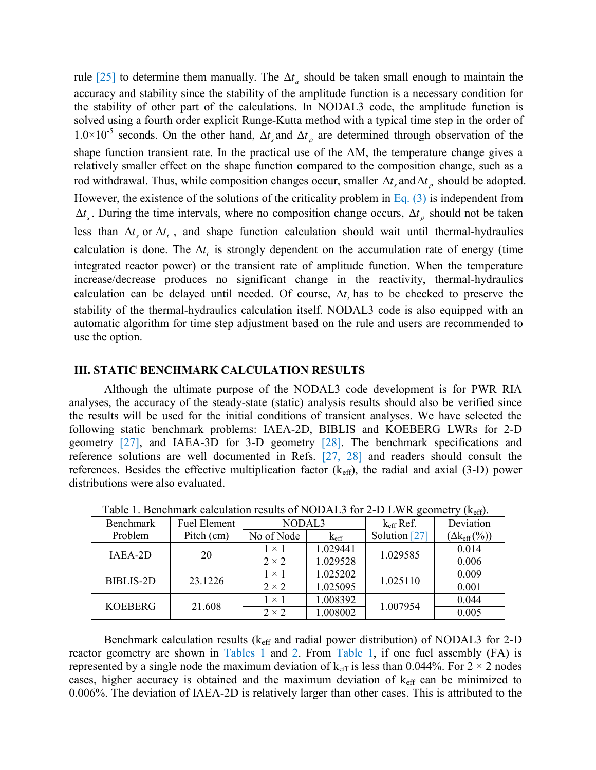rule [25] to determine them manually. The $\Delta t_a$ should be taken small enough to maintain the accuracy and stability since the stability of the amplitude function is a necessary condition for the stability of other part of the calculations. In NODAL3 code, the amplitude function is solved using a fourth order explicit Runge-Kutta method with a typical time step in the order of $1.0\times10^{-5}$ seconds. On the other hand, $\Delta t_s$ and $\Delta t_\rho$ are determined through observation of the shape function transient rate. In the practical use of the AM, the temperature change gives a relatively smaller effect on the shape function compared to the composition change, such as a rod withdrawal. Thus, while composition changes occur, smaller $\Delta t_s$ and $\Delta t_\rho$ should be adopted. However, the existence of the solutions of the criticality problem in Eq. (3) is independent from $\Delta t_s$. During the time intervals, where no composition change occurs, $\Delta t_\rho$ should not be taken less than $\Delta t_s$ or $\Delta t_t$, and shape function calculation should wait until thermal-hydraulics calculation is done. The $\Delta t_t$ is strongly dependent on the accumulation rate of energy (time integrated reactor power) or the transient rate of amplitude function. When the temperature increase/decrease produces no significant change in the reactivity, thermal-hydraulics calculation can be delayed until needed. Of course, $\Delta t_t$ has to be checked to preserve the stability of the thermal-hydraulics calculation itself. NODAL3 code is also equipped with an automatic algorithm for time step adjustment based on the rule and users are recommended to use the option.

## III. STATIC BENCHMARK CALCULATION RESULTS

Although the ultimate purpose of the NODAL3 code development is for PWR RIA analyses, the accuracy of the steady-state (static) analysis results should also be verified since the results will be used for the initial conditions of transient analyses. We have selected the following static benchmark problems: IAEA-2D, BIBLIS and KOEBERG LWRs for 2-D geometry [27], and IAEA-3D for 3-D geometry [28]. The benchmark specifications and reference solutions are well documented in Refs. [27, 28] and readers should consult the references. Besides the effective multiplication factor ($k_{eff}$), the radial and axial (3-D) power distributions were also evaluated.

Table 1. Benchmark calculation results of NODAL3 for 2-D LWR geometry ($k_{eff}$).

| Benchmark Problem | Fuel Element Pitch (cm) | NODAL3 | | $k_{eff}$ Ref. Solution [27] | Deviation ($\Delta k_{eff}$(%)) |
|---|---|---|---|---|---|
| | | No of Node | $k_{eff}$ | | |
| IAEA-2D | 20 | 1 × 1 | 1.029441 | 1.029585 | 0.014 |
| | | 2 × 2 | 1.029528 | | 0.006 |
| BIBLIS-2D | 23.1226 | 1 × 1 | 1.025202 | 1.025110 | 0.009 |
| | | 2 × 2 | 1.025095 | | 0.001 |
| KOEBERG | 21.608 | 1 × 1 | 1.008392 | 1.007954 | 0.044 |
| | | 2 × 2 | 1.008002 | | 0.005 |

Benchmark calculation results ($k_{eff}$ and radial power distribution) of NODAL3 for 2-D reactor geometry are shown in Tables 1 and 2. From Table 1, if one fuel assembly (FA) is represented by a single node the maximum deviation of $k_{eff}$ is less than 0.044%. For 2 × 2 nodes cases, higher accuracy is obtained and the maximum deviation of $k_{eff}$ can be minimized to 0.006%. The deviation of IAEA-2D is relatively larger than other cases. This is attributed to the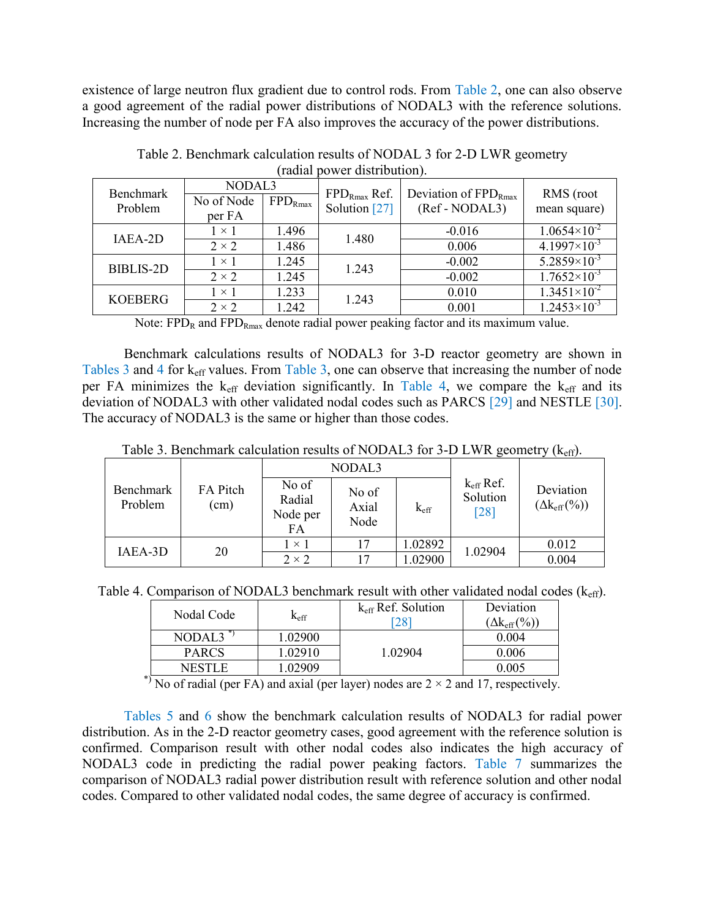existence of large neutron flux gradient due to control rods. From Table 2, one can also observe a good agreement of the radial power distributions of NODAL3 with the reference solutions. Increasing the number of node per FA also improves the accuracy of the power distributions.

Table 2. Benchmark calculation results of NODAL 3 for 2-D LWR geometry (radial power distribution).

| Benchmark Problem | NODAL3 | | $FPD_{Rmax}$ Ref. Solution [27] | Deviation of $FPD_{Rmax}$ (Ref - NODAL3) | RMS (root mean square) |
|---|---|---|---|---|---|
| | No of Node per FA | $FPD_{Rmax}$ | | | |
| IAEA-2D | 1 × 1 | 1.496 | 1.480 | -0.016 | $1.0654\times10^{-2}$ |
| | 2 × 2 | 1.486 | | 0.006 | $4.1997\times10^{-3}$ |
| BIBLIS-2D | 1 × 1 | 1.245 | 1.243 | -0.002 | $5.2859\times10^{-3}$ |
| | 2 × 2 | 1.245 | | -0.002 | $1.7652\times10^{-3}$ |
| KOEBERG | 1 × 1 | 1.233 | 1.243 | 0.010 | $1.3451\times10^{-2}$ |
| | 2 × 2 | 1.242 | | 0.001 | $1.2453\times10^{-3}$ |

Note: $FPD_R$ and $FPD_{Rmax}$ denote radial power peaking factor and its maximum value.

Benchmark calculations results of NODAL3 for 3-D reactor geometry are shown in Tables 3 and 4 for $k_{eff}$ values. From Table 3, one can observe that increasing the number of node per FA minimizes the $k_{eff}$ deviation significantly. In Table 4, we compare the $k_{eff}$ and its deviation of NODAL3 with other validated nodal codes such as PARCS [29] and NESTLE [30]. The accuracy of NODAL3 is the same or higher than those codes.

Table 3. Benchmark calculation results of NODAL3 for 3-D LWR geometry ($k_{eff}$).

| Benchmark Problem | FA Pitch (cm) | NODAL3 | | | $k_{eff}$ Ref. Solution [28] | Deviation ($\Delta k_{eff}$(%)) |
|---|---|---|---|---|---|---|
| | | No of Radial Node per FA | No of Axial Node | $k_{eff}$ | | |
| IAEA-3D | 20 | 1 × 1 | 17 | 1.02892 | 1.02904 | 0.012 |
| | | 2 × 2 | 17 | 1.02900 | | 0.004 |

Table 4. Comparison of NODAL3 benchmark result with other validated nodal codes ($k_{eff}$).

| Nodal Code | $k_{eff}$ | $k_{eff}$ Ref. Solution [28] | Deviation ($\Delta k_{eff}$(%)) |
|---|---|---|---|
| NODAL3 *) | 1.02900 | 1.02904 | 0.004 |
| PARCS | 1.02910 | | 0.006 |
| NESTLE | 1.02909 | | 0.005 |

*) No of radial (per FA) and axial (per layer) nodes are 2 × 2 and 17, respectively.

Tables 5 and 6 show the benchmark calculation results of NODAL3 for radial power distribution. As in the 2-D reactor geometry cases, good agreement with the reference solution is confirmed. Comparison result with other nodal codes also indicates the high accuracy of NODAL3 code in predicting the radial power peaking factors. Table 7 summarizes the comparison of NODAL3 radial power distribution result with reference solution and other nodal codes. Compared to other validated nodal codes, the same degree of accuracy is confirmed.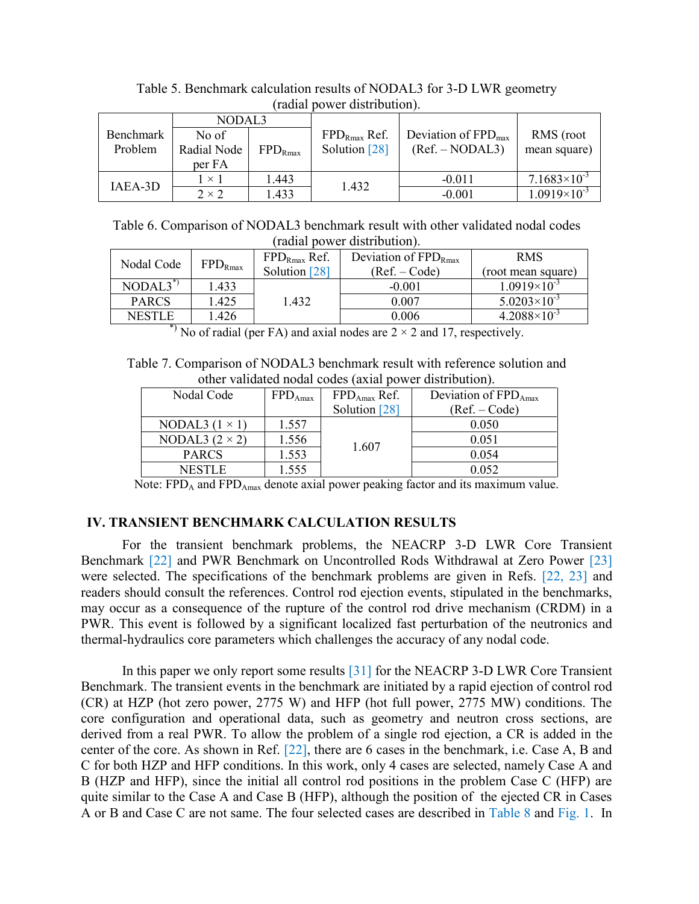Table 5. Benchmark calculation results of NODAL3 for 3-D LWR geometry (radial power distribution).

| Benchmark Problem | NODAL3 | | $FPD_{Rmax}$ Ref. Solution [28] | Deviation of $FPD_{max}$ (Ref. – NODAL3) | RMS (root mean square) |
|---|---|---|---|---|---|
| | No of Radial Node per FA | $FPD_{Rmax}$ | | | |
| IAEA-3D | 1 × 1 | 1.443 | 1.432 | -0.011 | $7.1683\times10^{-3}$ |
| | 2 × 2 | 1.433 | | -0.001 | $1.0919\times10^{-3}$ |

Table 6. Comparison of NODAL3 benchmark result with other validated nodal codes (radial power distribution).

| Nodal Code | $FPD_{Rmax}$ | $FPD_{Rmax}$ Ref. Solution [28] | Deviation of $FPD_{Rmax}$ (Ref. – Code) | RMS (root mean square) |
|---|---|---|---|---|
| NODAL3[*)] | 1.433 | 1.432 | -0.001 | $1.0919\times10^{-3}$ |
| PARCS | 1.425 | | 0.007 | $5.0203\times10^{-3}$ |
| NESTLE | 1.426 | | 0.006 | $4.2088\times10^{-3}$ |

[*)] No of radial (per FA) and axial nodes are 2 × 2 and 17, respectively.

Table 7. Comparison of NODAL3 benchmark result with reference solution and other validated nodal codes (axial power distribution).

| Nodal Code | $FPD_{Amax}$ | $FPD_{Amax}$ Ref. Solution [28] | Deviation of $FPD_{Amax}$ (Ref. – Code) |
|---|---|---|---|
| NODAL3 (1 × 1) | 1.557 | 1.607 | 0.050 |
| NODAL3 (2 × 2) | 1.556 | | 0.051 |
| PARCS | 1.553 | | 0.054 |
| NESTLE | 1.555 | | 0.052 |

Note: $FPD_A$ and $FPD_{Amax}$ denote axial power peaking factor and its maximum value.

## IV. TRANSIENT BENCHMARK CALCULATION RESULTS

For the transient benchmark problems, the NEACRP 3-D LWR Core Transient Benchmark [22] and PWR Benchmark on Uncontrolled Rods Withdrawal at Zero Power [23] were selected. The specifications of the benchmark problems are given in Refs. [22, 23] and readers should consult the references. Control rod ejection events, stipulated in the benchmarks, may occur as a consequence of the rupture of the control rod drive mechanism (CRDM) in a PWR. This event is followed by a significant localized fast perturbation of the neutronics and thermal-hydraulics core parameters which challenges the accuracy of any nodal code.

In this paper we only report some results [31] for the NEACRP 3-D LWR Core Transient Benchmark. The transient events in the benchmark are initiated by a rapid ejection of control rod (CR) at HZP (hot zero power, 2775 W) and HFP (hot full power, 2775 MW) conditions. The core configuration and operational data, such as geometry and neutron cross sections, are derived from a real PWR. To allow the problem of a single rod ejection, a CR is added in the center of the core. As shown in Ref. [22], there are 6 cases in the benchmark, i.e. Case A, B and C for both HZP and HFP conditions. In this work, only 4 cases are selected, namely Case A and B (HZP and HFP), since the initial all control rod positions in the problem Case C (HFP) are quite similar to the Case A and Case B (HFP), although the position of the ejected CR in Cases A or B and Case C are not same. The four selected cases are described in Table 8 and Fig. 1. In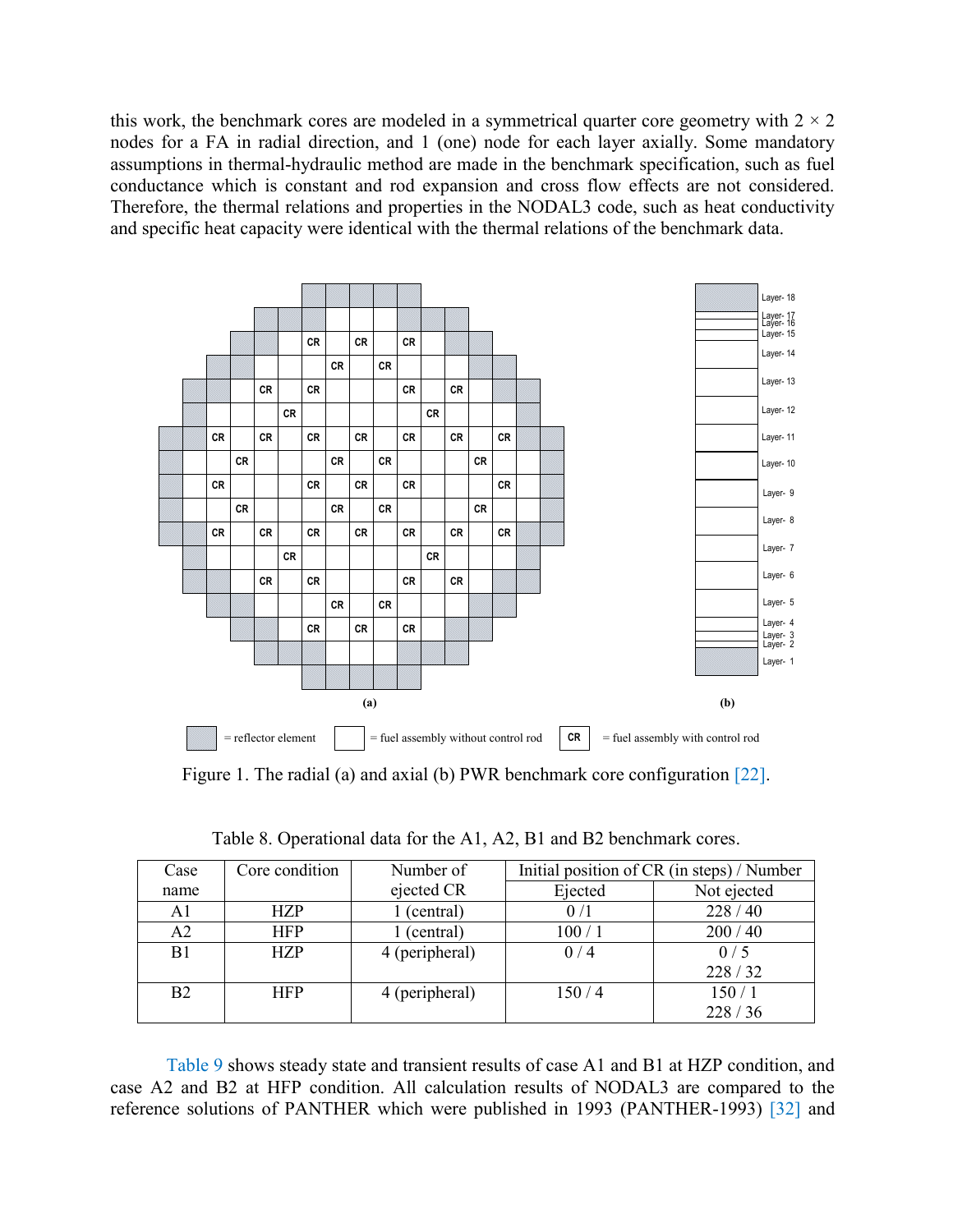this work, the benchmark cores are modeled in a symmetrical quarter core geometry with 2 × 2 nodes for a FA in radial direction, and 1 (one) node for each layer axially. Some mandatory assumptions in thermal-hydraulic method are made in the benchmark specification, such as fuel conductance which is constant and rod expansion and cross flow effects are not considered. Therefore, the thermal relations and properties in the NODAL3 code, such as heat conductivity and specific heat capacity were identical with the thermal relations of the benchmark data.

Figure 1. The radial (a) and axial (b) PWR benchmark core configuration [22].

Table 8. Operational data for the A1, A2, B1 and B2 benchmark cores.

| Case name | Core condition | Number of ejected CR | Initial position of CR (in steps) / Number | |
|---|---|---|---|---|
| | | | Ejected | Not ejected |
| A1 | HZP | 1 (central) | 0 /1 | 228 / 40 |
| A2 | HFP | 1 (central) | 100 / 1 | 200 / 40 |
| B1 | HZP | 4 (peripheral) | 0 / 4 | 0 / 5<br>228 / 32 |
| B2 | HFP | 4 (peripheral) | 150 / 4 | 150 / 1<br>228 / 36 |

Table 9 shows steady state and transient results of case A1 and B1 at HZP condition, and case A2 and B2 at HFP condition. All calculation results of NODAL3 are compared to the reference solutions of PANTHER which were published in 1993 (PANTHER-1993) [32] and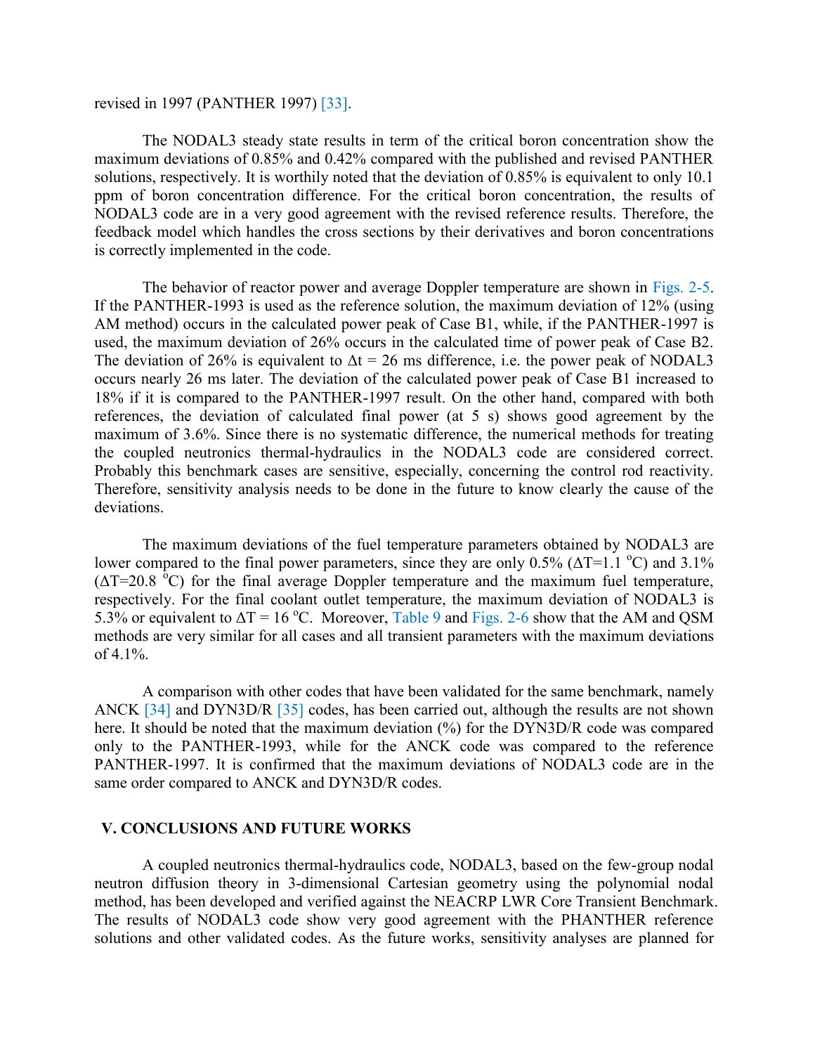revised in 1997 (PANTHER 1997) [33].

The NODAL3 steady state results in term of the critical boron concentration show the maximum deviations of 0.85% and 0.42% compared with the published and revised PANTHER solutions, respectively. It is worthily noted that the deviation of 0.85% is equivalent to only 10.1 ppm of boron concentration difference. For the critical boron concentration, the results of NODAL3 code are in a very good agreement with the revised reference results. Therefore, the feedback model which handles the cross sections by their derivatives and boron concentrations is correctly implemented in the code.

The behavior of reactor power and average Doppler temperature are shown in Figs. 2-5. If the PANTHER-1993 is used as the reference solution, the maximum deviation of 12% (using AM method) occurs in the calculated power peak of Case B1, while, if the PANTHER-1997 is used, the maximum deviation of 26% occurs in the calculated time of power peak of Case B2. The deviation of 26% is equivalent to $\Delta t$ = 26 ms difference, i.e. the power peak of NODAL3 occurs nearly 26 ms later. The deviation of the calculated power peak of Case B1 increased to 18% if it is compared to the PANTHER-1997 result. On the other hand, compared with both references, the deviation of calculated final power (at 5 s) shows good agreement by the maximum of 3.6%. Since there is no systematic difference, the numerical methods for treating the coupled neutronics thermal-hydraulics in the NODAL3 code are considered correct. Probably this benchmark cases are sensitive, especially, concerning the control rod reactivity. Therefore, sensitivity analysis needs to be done in the future to know clearly the cause of the deviations.

The maximum deviations of the fuel temperature parameters obtained by NODAL3 are lower compared to the final power parameters, since they are only 0.5% ($\Delta T$=1.1 $^{o}$C) and 3.1% ($\Delta T$=20.8 $^{o}$C) for the final average Doppler temperature and the maximum fuel temperature, respectively. For the final coolant outlet temperature, the maximum deviation of NODAL3 is 5.3% or equivalent to $\Delta T$ = 16 $^{o}$C. Moreover, Table 9 and Figs. 2-6 show that the AM and QSM methods are very similar for all cases and all transient parameters with the maximum deviations of 4.1%.

A comparison with other codes that have been validated for the same benchmark, namely ANCK [34] and DYN3D/R [35] codes, has been carried out, although the results are not shown here. It should be noted that the maximum deviation (%) for the DYN3D/R code was compared only to the PANTHER-1993, while for the ANCK code was compared to the reference PANTHER-1997. It is confirmed that the maximum deviations of NODAL3 code are in the same order compared to ANCK and DYN3D/R codes.

## V. CONCLUSIONS AND FUTURE WORKS

A coupled neutronics thermal-hydraulics code, NODAL3, based on the few-group nodal neutron diffusion theory in 3-dimensional Cartesian geometry using the polynomial nodal method, has been developed and verified against the NEACRP LWR Core Transient Benchmark. The results of NODAL3 code show very good agreement with the PHANTHER reference solutions and other validated codes. As the future works, sensitivity analyses are planned for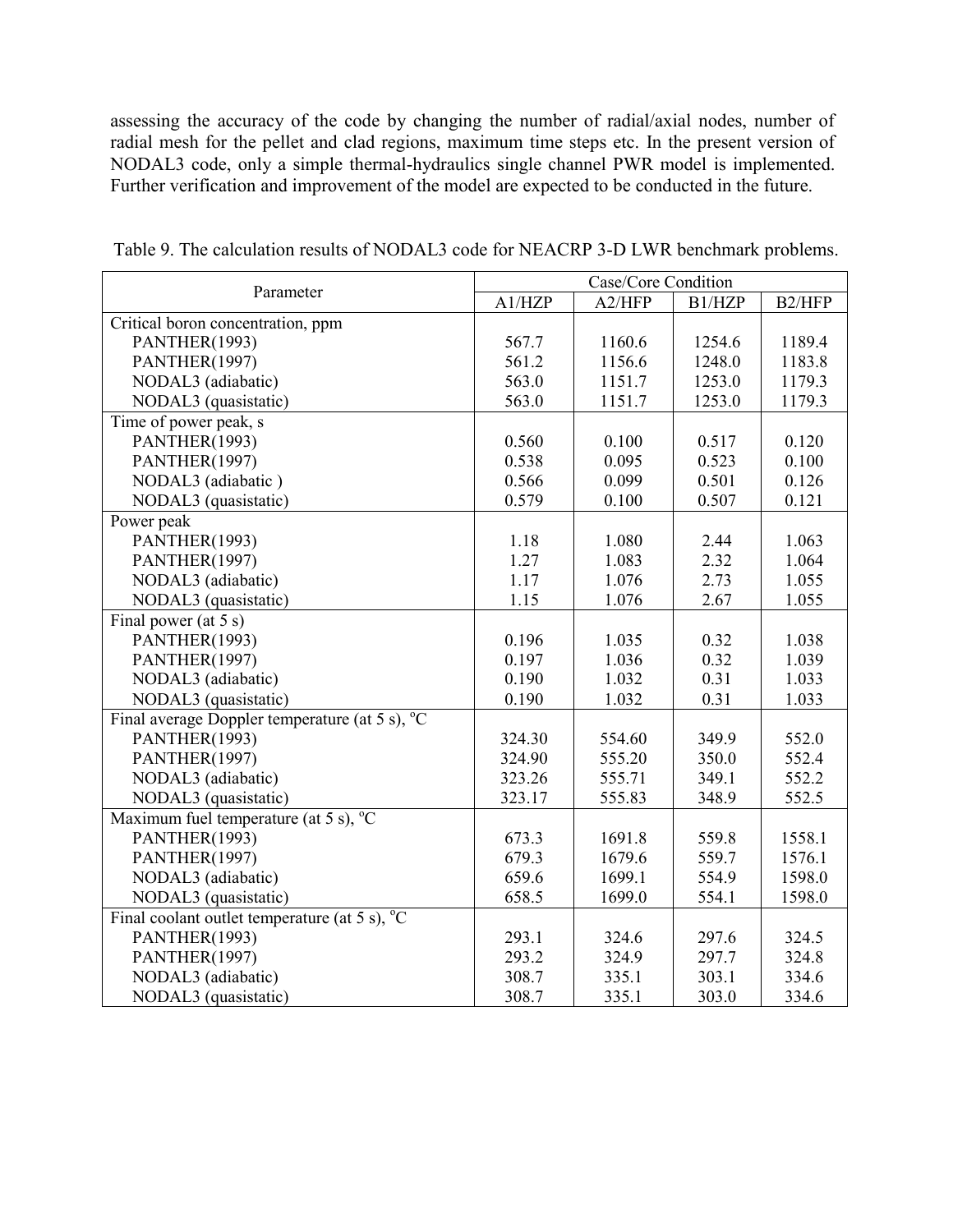assessing the accuracy of the code by changing the number of radial/axial nodes, number of radial mesh for the pellet and clad regions, maximum time steps etc. In the present version of NODAL3 code, only a simple thermal-hydraulics single channel PWR model is implemented. Further verification and improvement of the model are expected to be conducted in the future.

Table 9. The calculation results of NODAL3 code for NEACRP 3-D LWR benchmark problems.

| Parameter | Case/Core Condition | | | |
|---|---|---|---|---|
| | A1/HZP | A2/HFP | B1/HZP | B2/HFP |
| **Critical boron concentration, ppm** | | | | |
| PANTHER(1993) | 567.7 | 1160.6 | 1254.6 | 1189.4 |
| PANTHER(1997) | 561.2 | 1156.6 | 1248.0 | 1183.8 |
| NODAL3 (adiabatic) | 563.0 | 1151.7 | 1253.0 | 1179.3 |
| NODAL3 (quasistatic) | 563.0 | 1151.7 | 1253.0 | 1179.3 |
| **Time of power peak, s** | | | | |
| PANTHER(1993) | 0.560 | 0.100 | 0.517 | 0.120 |
| PANTHER(1997) | 0.538 | 0.095 | 0.523 | 0.100 |
| NODAL3 (adiabatic ) | 0.566 | 0.099 | 0.501 | 0.126 |
| NODAL3 (quasistatic) | 0.579 | 0.100 | 0.507 | 0.121 |
| **Power peak** | | | | |
| PANTHER(1993) | 1.18 | 1.080 | 2.44 | 1.063 |
| PANTHER(1997) | 1.27 | 1.083 | 2.32 | 1.064 |
| NODAL3 (adiabatic) | 1.17 | 1.076 | 2.73 | 1.055 |
| NODAL3 (quasistatic) | 1.15 | 1.076 | 2.67 | 1.055 |
| **Final power (at 5 s)** | | | | |
| PANTHER(1993) | 0.196 | 1.035 | 0.32 | 1.038 |
| PANTHER(1997) | 0.197 | 1.036 | 0.32 | 1.039 |
| NODAL3 (adiabatic) | 0.190 | 1.032 | 0.31 | 1.033 |
| NODAL3 (quasistatic) | 0.190 | 1.032 | 0.31 | 1.033 |
| **Final average Doppler temperature (at 5 s), $^{o}$C** | | | | |
| PANTHER(1993) | 324.30 | 554.60 | 349.9 | 552.0 |
| PANTHER(1997) | 324.90 | 555.20 | 350.0 | 552.4 |
| NODAL3 (adiabatic) | 323.26 | 555.71 | 349.1 | 552.2 |
| NODAL3 (quasistatic) | 323.17 | 555.83 | 348.9 | 552.5 |
| **Maximum fuel temperature (at 5 s), $^{o}$C** | | | | |
| PANTHER(1993) | 673.3 | 1691.8 | 559.8 | 1558.1 |
| PANTHER(1997) | 679.3 | 1679.6 | 559.7 | 1576.1 |
| NODAL3 (adiabatic) | 659.6 | 1699.1 | 554.9 | 1598.0 |
| NODAL3 (quasistatic) | 658.5 | 1699.0 | 554.1 | 1598.0 |
| **Final coolant outlet temperature (at 5 s), $^{o}$C** | | | | |
| PANTHER(1993) | 293.1 | 324.6 | 297.6 | 324.5 |
| PANTHER(1997) | 293.2 | 324.9 | 297.7 | 324.8 |
| NODAL3 (adiabatic) | 308.7 | 335.1 | 303.1 | 334.6 |
| NODAL3 (quasistatic) | 308.7 | 335.1 | 303.0 | 334.6 |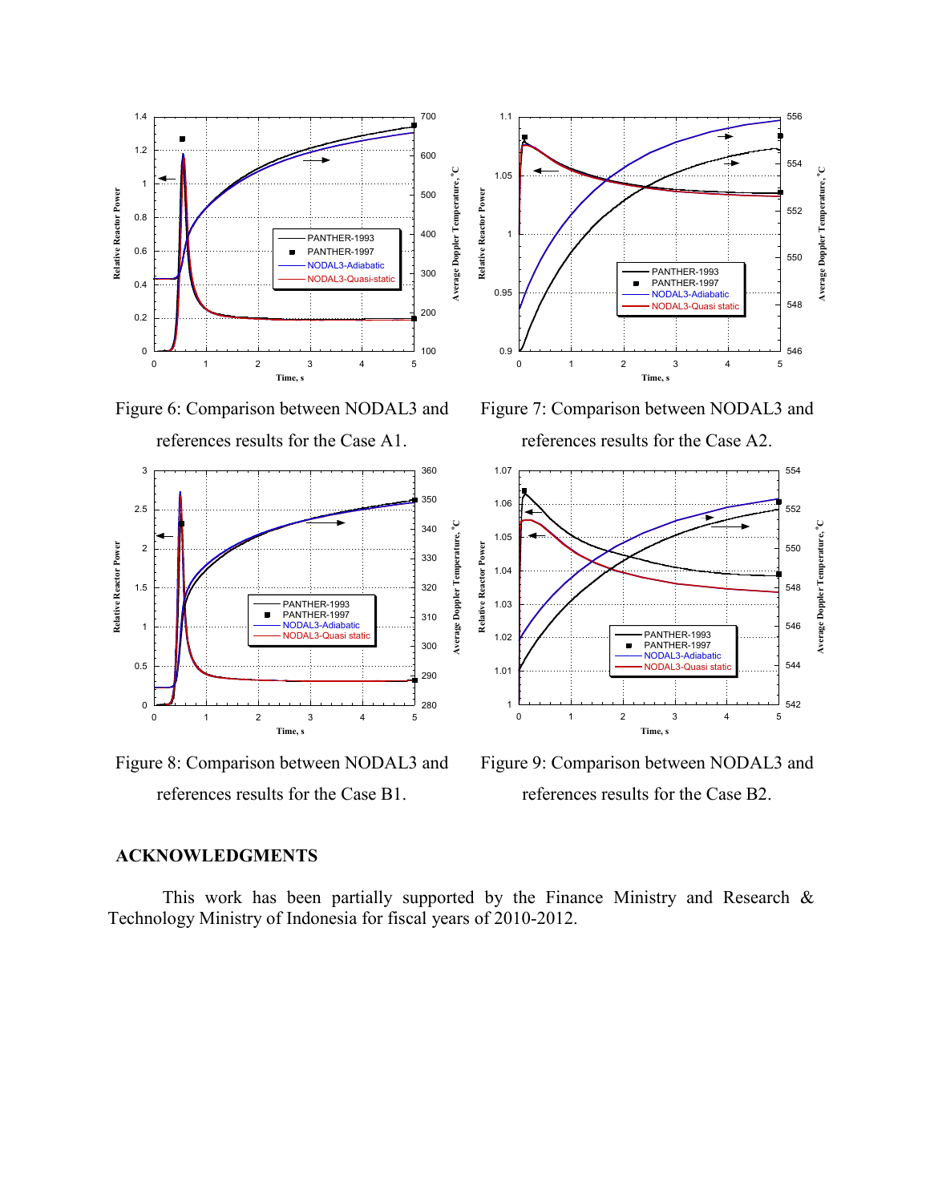Figure 6: Comparison between NODAL3 and references results for the Case A1.

Figure 7: Comparison between NODAL3 and references results for the Case A2.

Figure 8: Comparison between NODAL3 and references results for the Case B1.

Figure 9: Comparison between NODAL3 and references results for the Case B2.

## ACKNOWLEDGMENTS

This work has been partially supported by the Finance Ministry and Research & Technology Ministry of Indonesia for fiscal years of 2010-2012.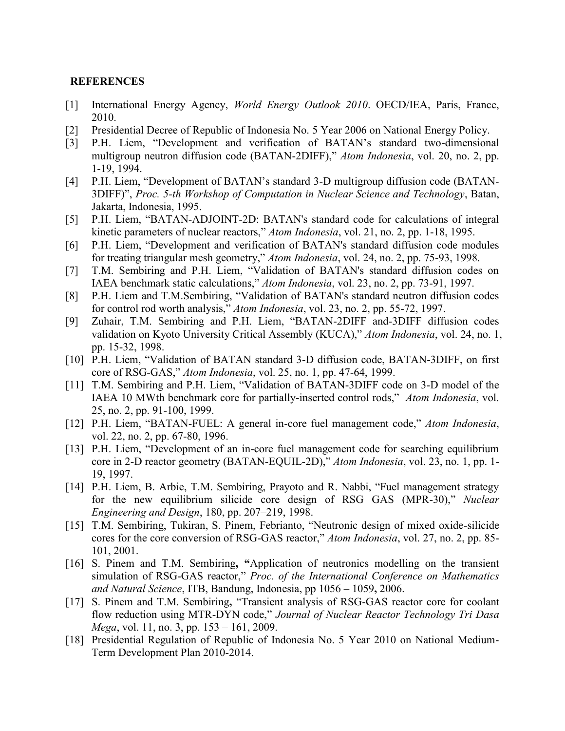## REFERENCES

[1] International Energy Agency, *World Energy Outlook 2010*. OECD/IEA, Paris, France, 2010.

[2] Presidential Decree of Republic of Indonesia No. 5 Year 2006 on National Energy Policy.

[3] P.H. Liem, "Development and verification of BATAN's standard two-dimensional multigroup neutron diffusion code (BATAN-2DIFF)," *Atom Indonesia*, vol. 20, no. 2, pp. 1-19, 1994.

[4] P.H. Liem, "Development of BATAN's standard 3-D multigroup diffusion code (BATAN-3DIFF)", *Proc. 5-th Workshop of Computation in Nuclear Science and Technology*, Batan, Jakarta, Indonesia, 1995.

[5] P.H. Liem, "BATAN-ADJOINT-2D: BATAN's standard code for calculations of integral kinetic parameters of nuclear reactors," *Atom Indonesia*, vol. 21, no. 2, pp. 1-18, 1995.

[6] P.H. Liem, "Development and verification of BATAN's standard diffusion code modules for treating triangular mesh geometry," *Atom Indonesia*, vol. 24, no. 2, pp. 75-93, 1998.

[7] T.M. Sembiring and P.H. Liem, "Validation of BATAN's standard diffusion codes on IAEA benchmark static calculations," *Atom Indonesia*, vol. 23, no. 2, pp. 73-91, 1997.

[8] P.H. Liem and T.M.Sembiring, "Validation of BATAN's standard neutron diffusion codes for control rod worth analysis," *Atom Indonesia*, vol. 23, no. 2, pp. 55-72, 1997.

[9] Zuhair, T.M. Sembiring and P.H. Liem, "BATAN-2DIFF and-3DIFF diffusion codes validation on Kyoto University Critical Assembly (KUCA)," *Atom Indonesia*, vol. 24, no. 1, pp. 15-32, 1998.

[10] P.H. Liem, "Validation of BATAN standard 3-D diffusion code, BATAN-3DIFF, on first core of RSG-GAS," *Atom Indonesia*, vol. 25, no. 1, pp. 47-64, 1999.

[11] T.M. Sembiring and P.H. Liem, "Validation of BATAN-3DIFF code on 3-D model of the IAEA 10 MWth benchmark core for partially-inserted control rods," *Atom Indonesia*, vol. 25, no. 2, pp. 91-100, 1999.

[12] P.H. Liem, "BATAN-FUEL: A general in-core fuel management code," *Atom Indonesia*, vol. 22, no. 2, pp. 67-80, 1996.

[13] P.H. Liem, "Development of an in-core fuel management code for searching equilibrium core in 2-D reactor geometry (BATAN-EQUIL-2D)," *Atom Indonesia*, vol. 23, no. 1, pp. 1-19, 1997.

[14] P.H. Liem, B. Arbie, T.M. Sembiring, Prayoto and R. Nabbi, "Fuel management strategy for the new equilibrium silicide core design of RSG GAS (MPR-30)," *Nuclear Engineering and Design*, 180, pp. 207–219, 1998.

[15] T.M. Sembiring, Tukiran, S. Pinem, Febrianto, "Neutronic design of mixed oxide-silicide cores for the core conversion of RSG-GAS reactor," *Atom Indonesia*, vol. 27, no. 2, pp. 85-101, 2001.

[16] S. Pinem and T.M. Sembiring, **"**Application of neutronics modelling on the transient simulation of RSG-GAS reactor," *Proc. of the International Conference on Mathematics and Natural Science*, ITB, Bandung, Indonesia, pp 1056 – 1059**,** 2006.

[17] S. Pinem and T.M. Sembiring, "Transient analysis of RSG-GAS reactor core for coolant flow reduction using MTR-DYN code," *Journal of Nuclear Reactor Technology Tri Dasa Mega*, vol. 11, no. 3, pp. 153 – 161, 2009.

[18] Presidential Regulation of Republic of Indonesia No. 5 Year 2010 on National Medium-Term Development Plan 2010-2014.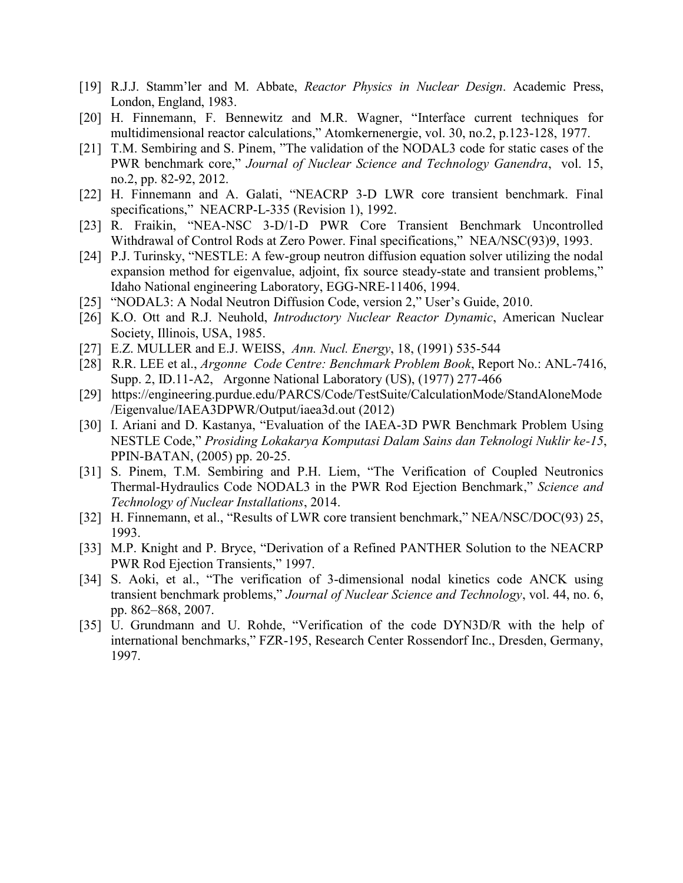- [19] R.J.J. Stamm'ler and M. Abbate, *Reactor Physics in Nuclear Design*. Academic Press, London, England, 1983.
- [20] H. Finnemann, F. Bennewitz and M.R. Wagner, "Interface current techniques for multidimensional reactor calculations," Atomkernenergie, vol. 30, no.2, p.123-128, 1977.
- [21] T.M. Sembiring and S. Pinem, "The validation of the NODAL3 code for static cases of the PWR benchmark core," *Journal of Nuclear Science and Technology Ganendra*, vol. 15, no.2, pp. 82-92, 2012.
- [22] H. Finnemann and A. Galati, "NEACRP 3-D LWR core transient benchmark. Final specifications," NEACRP-L-335 (Revision 1), 1992.
- [23] R. Fraikin, "NEA-NSC 3-D/1-D PWR Core Transient Benchmark Uncontrolled Withdrawal of Control Rods at Zero Power. Final specifications," NEA/NSC(93)9, 1993.
- [24] P.J. Turinsky, "NESTLE: A few-group neutron diffusion equation solver utilizing the nodal expansion method for eigenvalue, adjoint, fix source steady-state and transient problems," Idaho National engineering Laboratory, EGG-NRE-11406, 1994.
- [25] "NODAL3: A Nodal Neutron Diffusion Code, version 2," User's Guide, 2010.
- [26] K.O. Ott and R.J. Neuhold, *Introductory Nuclear Reactor Dynamic*, American Nuclear Society, Illinois, USA, 1985.
- [27] E.Z. MULLER and E.J. WEISS, *Ann. Nucl. Energy*, 18, (1991) 535-544
- [28] R.R. LEE et al., *Argonne Code Centre: Benchmark Problem Book*, Report No.: ANL-7416, Supp. 2, ID.11-A2, Argonne National Laboratory (US), (1977) 277-466
- [29] https://engineering.purdue.edu/PARCS/Code/TestSuite/CalculationMode/StandAloneMode/Eigenvalue/IAEA3DPWR/Output/iaea3d.out (2012)
- [30] I. Ariani and D. Kastanya, "Evaluation of the IAEA-3D PWR Benchmark Problem Using NESTLE Code," *Prosiding Lokakarya Komputasi Dalam Sains dan Teknologi Nuklir ke-15*, PPIN-BATAN, (2005) pp. 20-25.
- [31] S. Pinem, T.M. Sembiring and P.H. Liem, "The Verification of Coupled Neutronics Thermal-Hydraulics Code NODAL3 in the PWR Rod Ejection Benchmark," *Science and Technology of Nuclear Installations*, 2014.
- [32] H. Finnemann, et al., "Results of LWR core transient benchmark," NEA/NSC/DOC(93) 25, 1993.
- [33] M.P. Knight and P. Bryce, "Derivation of a Refined PANTHER Solution to the NEACRP PWR Rod Ejection Transients," 1997.
- [34] S. Aoki, et al., "The verification of 3-dimensional nodal kinetics code ANCK using transient benchmark problems," *Journal of Nuclear Science and Technology*, vol. 44, no. 6, pp. 862–868, 2007.
- [35] U. Grundmann and U. Rohde, "Verification of the code DYN3D/R with the help of international benchmarks," FZR-195, Research Center Rossendorf Inc., Dresden, Germany, 1997.